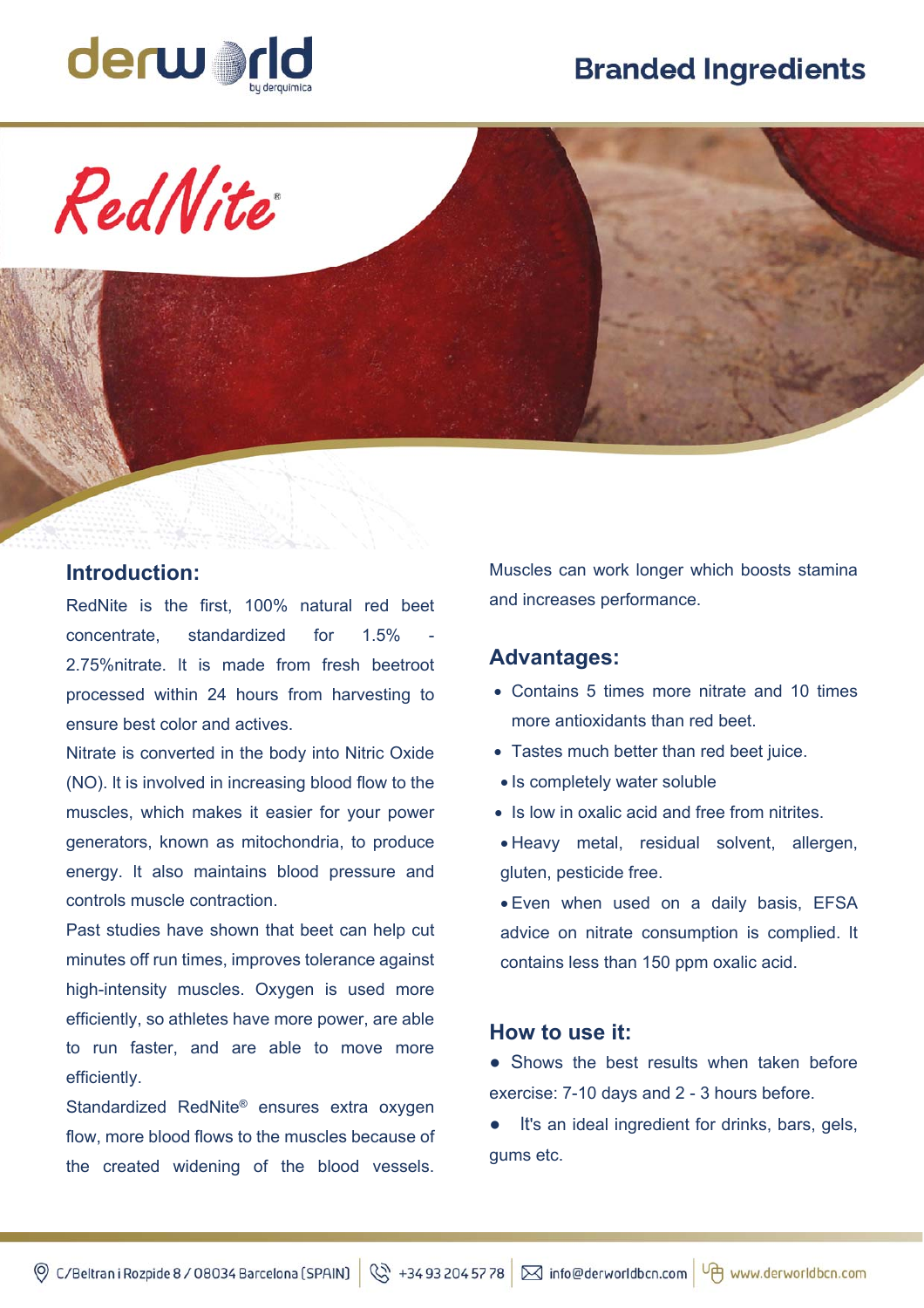# Branded Ingredients

## RedNite®

### Introduction:

RedNite is the first, 100% natural red beet concentrate, standardized for 1.5% - 2.75%nitrate. It is made from fresh beetroot processed within 24 hours from harvesting to ensure best color and actives.

Nitrate is converted in the body into Nitric Oxide (NO). It is involved in increasing blood flow to the muscles, which makes it easier for your power generators, known as mitochondria, to produce energy. It also maintains blood pressure and controls muscle contraction.

Past studies have shown that beet can help cut minutes off run times, improves tolerance against high-intensity muscles. Oxygen is used more efficiently, so athletes have more power, are able to run faster, and are able to move more efficiently.

Standardized RedNite® ensures extra oxygen flow, more blood flows to the muscles because of the created widening of the blood vessels. Muscles can work longer which boosts stamina and increases performance.

### Advantages:

- Contains 5 times more nitrate and 10 times more antioxidants than red beet.
- Tastes much better than red beet juice.
- Is completely water soluble
- Is low in oxalic acid and free from nitrites.
- Heavy metal, residual solvent, allergen, gluten, pesticide free.
- Even when used on a daily basis, EFSA advice on nitrate consumption is complied. It contains less than 150 ppm oxalic acid.

### How to use it:

- Shows the best results when taken before exercise: 7-10 days and 2 - 3 hours before.
- It's an ideal ingredient for drinks, bars, gels, gums etc.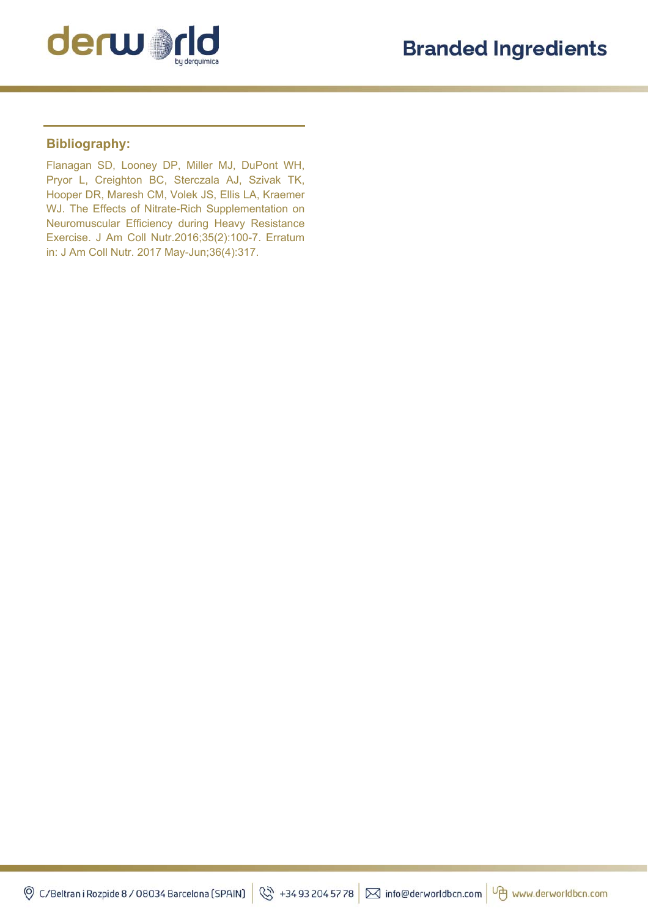## Bibliography:

Flanagan SD, Looney DP, Miller MJ, DuPont WH, Pryor L, Creighton BC, Sterczala AJ, Szivak TK, Hooper DR, Maresh CM, Volek JS, Ellis LA, Kraemer WJ. The Effects of Nitrate-Rich Supplementation on Neuromuscular Efficiency during Heavy Resistance Exercise. J Am Coll Nutr.2016;35(2):100-7. Erratum in: J Am Coll Nutr. 2017 May-Jun;36(4):317.